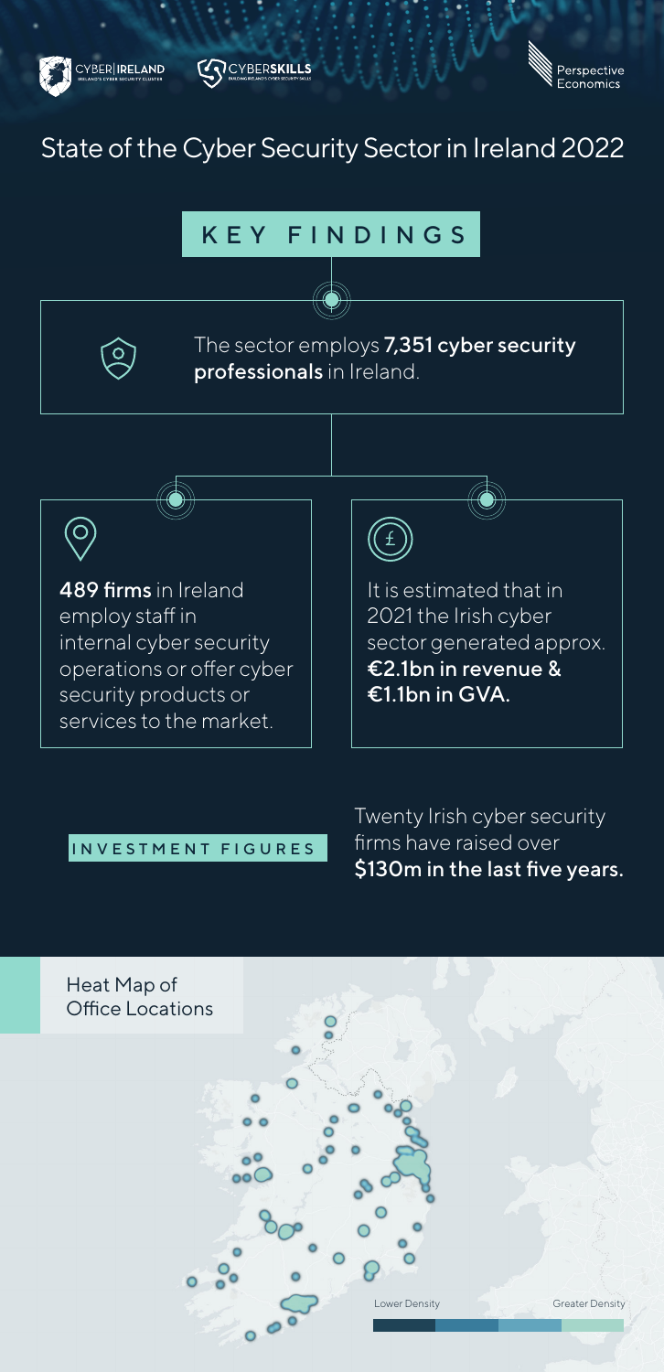# State of the Cyber Security Sector in Ireland 2022

## KEY FINDINGS

The sector employs **7,351 cyber security professionals** in Ireland.

**489 firms** in Ireland employ staff in internal cyber security operations or offer cyber security products or services to the market.

It is estimated that in 2021 the Irish cyber sector generated approx. **€2.1bn in revenue & €1.1bn in GVA.**

## INVESTMENT FIGURES

Twenty Irish cyber security firms have raised over **$130m in the last five years.**

## Heat Map of Office Locations

Lower Density — Greater Density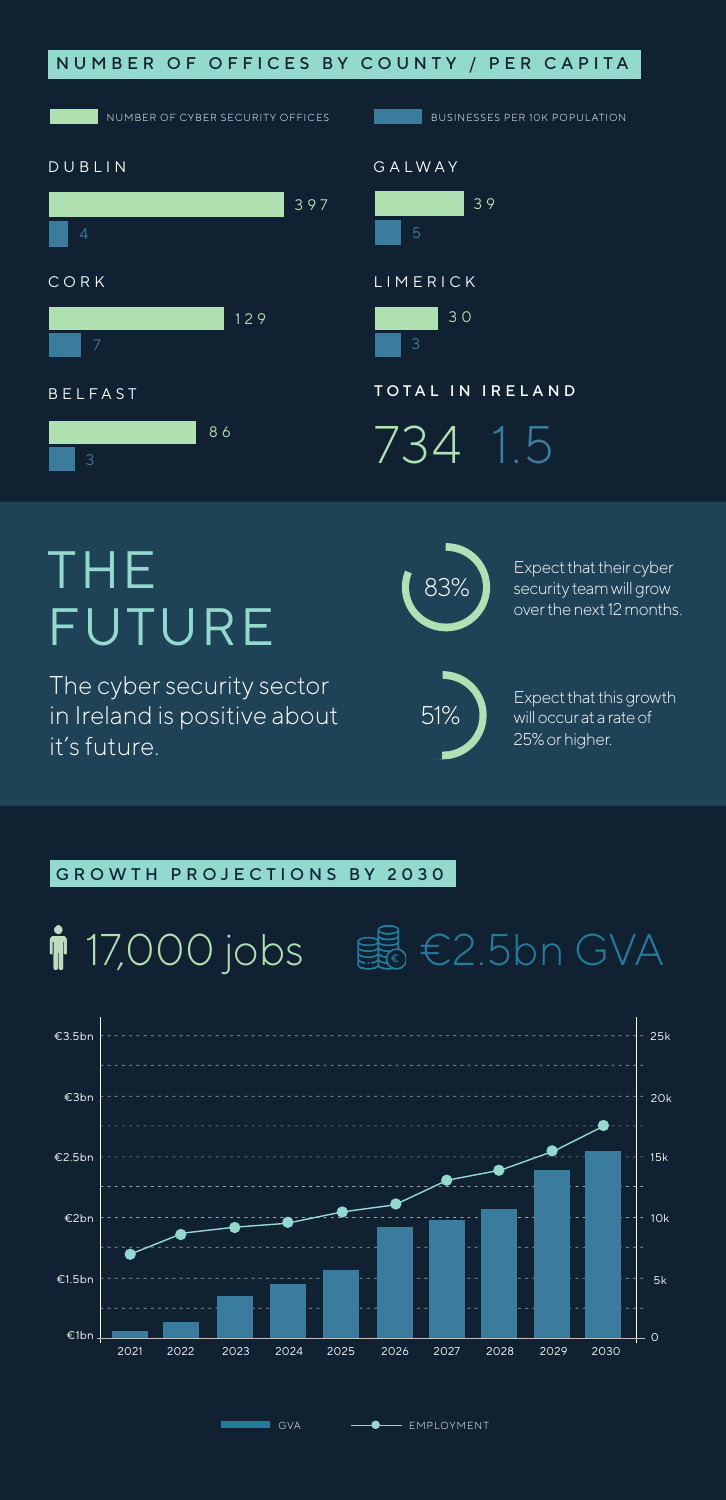## NUMBER OF OFFICES BY COUNTY / PER CAPITA

NUMBER OF CYBER SECURITY OFFICES

BUSINESSES PER 10K POPULATION

DUBLIN

397

4

GALWAY

39

5

CORK

129

7

LIMERICK

30

3

BELFAST

86

3

TOTAL IN IRELAND

734 1.5

# THE FUTURE

The cyber security sector in Ireland is positive about it's future.

83% Expect that their cyber security team will grow over the next 12 months.

51% Expect that this growth will occur at a rate of 25% or higher.

## GROWTH PROJECTIONS BY 2030

17,000 jobs €2.5bn GVA

€3.5bn
€3bn
€2.5bn
€2bn
€1.5bn
€1bn

25k
20k
15k
10k
5k
0

2021 2022 2023 2024 2025 2026 2027 2028 2029 2030

GVA EMPLOYMENT